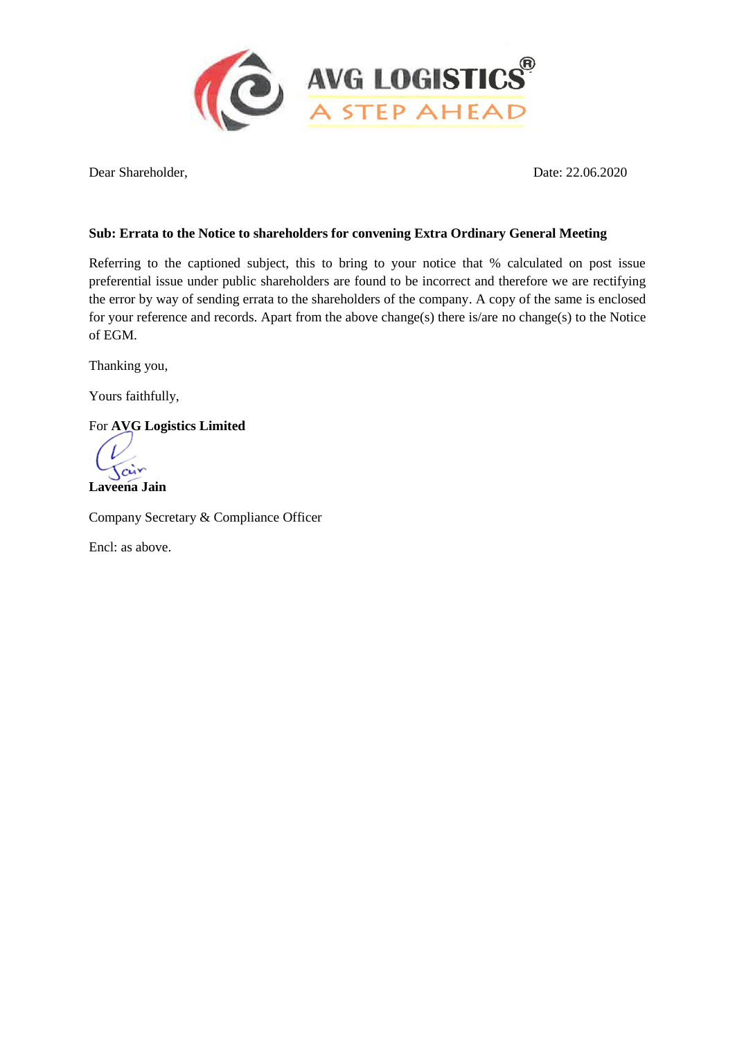AVG LOGISTICS®
A STEP AHEAD

Dear Shareholder, Date: 22.06.2020

**Sub: Errata to the Notice to shareholders for convening Extra Ordinary General Meeting**

Referring to the captioned subject, this to bring to your notice that % calculated on post issue preferential issue under public shareholders are found to be incorrect and therefore we are rectifying the error by way of sending errata to the shareholders of the company. A copy of the same is enclosed for your reference and records. Apart from the above change(s) there is/are no change(s) to the Notice of EGM.

Thanking you,

Yours faithfully,

For **AVG Logistics Limited**

**Laveena Jain**

Company Secretary & Compliance Officer

Encl: as above.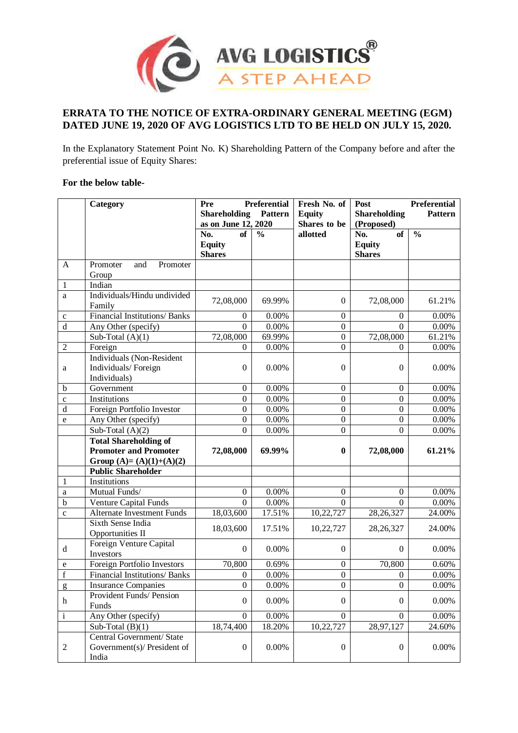AVG LOGISTICS®

A STEP AHEAD

## ERRATA TO THE NOTICE OF EXTRA-ORDINARY GENERAL MEETING (EGM) DATED JUNE 19, 2020 OF AVG LOGISTICS LTD TO BE HELD ON JULY 15, 2020.

In the Explanatory Statement Point No. K) Shareholding Pattern of the Company before and after the preferential issue of Equity Shares:

**For the below table-**

| | Category | Pre Preferential Shareholding Pattern as on June 12, 2020 | | Fresh No. of Equity Shares to be allotted | Post Preferential Shareholding Pattern (Proposed) | |
|---|---|---|---|---|---|---|
| | | No. of Equity Shares | % | | No. of Equity Shares | % |
| A | Promoter and Promoter Group | | | | | |
| 1 | Indian | | | | | |
| a | Individuals/Hindu undivided Family | 72,08,000 | 69.99% | 0 | 72,08,000 | 61.21% |
| c | Financial Institutions/ Banks | 0 | 0.00% | 0 | 0 | 0.00% |
| d | Any Other (specify) | 0 | 0.00% | 0 | 0 | 0.00% |
| | Sub-Total (A)(1) | 72,08,000 | 69.99% | 0 | 72,08,000 | 61.21% |
| 2 | Foreign | 0 | 0.00% | 0 | 0 | 0.00% |
| a | Individuals (Non-Resident Individuals/ Foreign Individuals) | 0 | 0.00% | 0 | 0 | 0.00% |
| b | Government | 0 | 0.00% | 0 | 0 | 0.00% |
| c | Institutions | 0 | 0.00% | 0 | 0 | 0.00% |
| d | Foreign Portfolio Investor | 0 | 0.00% | 0 | 0 | 0.00% |
| e | Any Other (specify) | 0 | 0.00% | 0 | 0 | 0.00% |
| | Sub-Total (A)(2) | 0 | 0.00% | 0 | 0 | 0.00% |
| | **Total Shareholding of Promoter and Promoter Group (A)= (A)(1)+(A)(2)** | **72,08,000** | **69.99%** | **0** | **72,08,000** | **61.21%** |
| | **Public Shareholder** | | | | | |
| 1 | Institutions | | | | | |
| a | Mutual Funds/ | 0 | 0.00% | 0 | 0 | 0.00% |
| b | Venture Capital Funds | 0 | 0.00% | 0 | 0 | 0.00% |
| c | Alternate Investment Funds | 18,03,600 | 17.51% | 10,22,727 | 28,26,327 | 24.00% |
| | Sixth Sense India Opportunities II | 18,03,600 | 17.51% | 10,22,727 | 28,26,327 | 24.00% |
| d | Foreign Venture Capital Investors | 0 | 0.00% | 0 | 0 | 0.00% |
| e | Foreign Portfolio Investors | 70,800 | 0.69% | 0 | 70,800 | 0.60% |
| f | Financial Institutions/ Banks | 0 | 0.00% | 0 | 0 | 0.00% |
| g | Insurance Companies | 0 | 0.00% | 0 | 0 | 0.00% |
| h | Provident Funds/ Pension Funds | 0 | 0.00% | 0 | 0 | 0.00% |
| i | Any Other (specify) | 0 | 0.00% | 0 | 0 | 0.00% |
| | Sub-Total (B)(1) | 18,74,400 | 18.20% | 10,22,727 | 28,97,127 | 24.60% |
| 2 | Central Government/ State Government(s)/ President of India | 0 | 0.00% | 0 | 0 | 0.00% |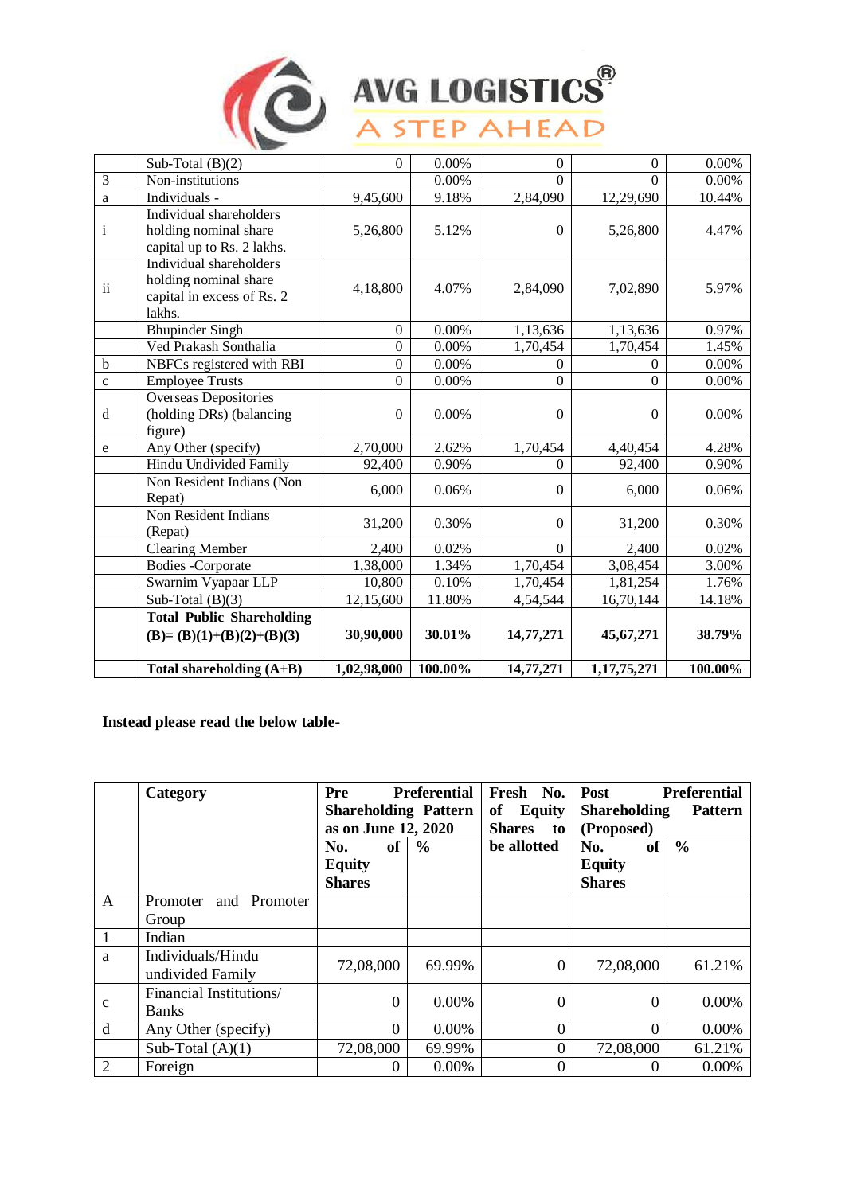|   | Sub-Total (B)(2) | 0 | 0.00% | 0 | 0 | 0.00% |
|---|---|---|---|---|---|---|
| 3 | Non-institutions |  | 0.00% | 0 | 0 | 0.00% |
| a | Individuals - | 9,45,600 | 9.18% | 2,84,090 | 12,29,690 | 10.44% |
| i | Individual shareholders holding nominal share capital up to Rs. 2 lakhs. | 5,26,800 | 5.12% | 0 | 5,26,800 | 4.47% |
| ii | Individual shareholders holding nominal share capital in excess of Rs. 2 lakhs. | 4,18,800 | 4.07% | 2,84,090 | 7,02,890 | 5.97% |
|  | Bhupinder Singh | 0 | 0.00% | 1,13,636 | 1,13,636 | 0.97% |
|  | Ved Prakash Sonthalia | 0 | 0.00% | 1,70,454 | 1,70,454 | 1.45% |
| b | NBFCs registered with RBI | 0 | 0.00% | 0 | 0 | 0.00% |
| c | Employee Trusts | 0 | 0.00% | 0 | 0 | 0.00% |
| d | Overseas Depositories (holding DRs) (balancing figure) | 0 | 0.00% | 0 | 0 | 0.00% |
| e | Any Other (specify) | 2,70,000 | 2.62% | 1,70,454 | 4,40,454 | 4.28% |
|  | Hindu Undivided Family | 92,400 | 0.90% | 0 | 92,400 | 0.90% |
|  | Non Resident Indians (Non Repat) | 6,000 | 0.06% | 0 | 6,000 | 0.06% |
|  | Non Resident Indians (Repat) | 31,200 | 0.30% | 0 | 31,200 | 0.30% |
|  | Clearing Member | 2,400 | 0.02% | 0 | 2,400 | 0.02% |
|  | Bodies -Corporate | 1,38,000 | 1.34% | 1,70,454 | 3,08,454 | 3.00% |
|  | Swarnim Vyapaar LLP | 10,800 | 0.10% | 1,70,454 | 1,81,254 | 1.76% |
|  | Sub-Total (B)(3) | 12,15,600 | 11.80% | 4,54,544 | 16,70,144 | 14.18% |
|  | **Total Public Shareholding (B)= (B)(1)+(B)(2)+(B)(3)** | **30,90,000** | **30.01%** | **14,77,271** | **45,67,271** | **38.79%** |
|  | **Total shareholding (A+B)** | **1,02,98,000** | **100.00%** | **14,77,271** | **1,17,75,271** | **100.00%** |

**Instead please read the below table-**

|   | **Category** | **Pre Preferential Shareholding Pattern as on June 12, 2020** |   | **Fresh No. of Equity Shares to be allotted** | **Post Preferential Shareholding Pattern (Proposed)** |   |
|---|---|---|---|---|---|---|
|   |   | **No. of Equity Shares** | **%** |   | **No. of Equity Shares** | **%** |
| A | Promoter and Promoter Group |  |  |  |  |  |
| 1 | Indian |  |  |  |  |  |
| a | Individuals/Hindu undivided Family | 72,08,000 | 69.99% | 0 | 72,08,000 | 61.21% |
| c | Financial Institutions/ Banks | 0 | 0.00% | 0 | 0 | 0.00% |
| d | Any Other (specify) | 0 | 0.00% | 0 | 0 | 0.00% |
|   | Sub-Total (A)(1) | 72,08,000 | 69.99% | 0 | 72,08,000 | 61.21% |
| 2 | Foreign | 0 | 0.00% | 0 | 0 | 0.00% |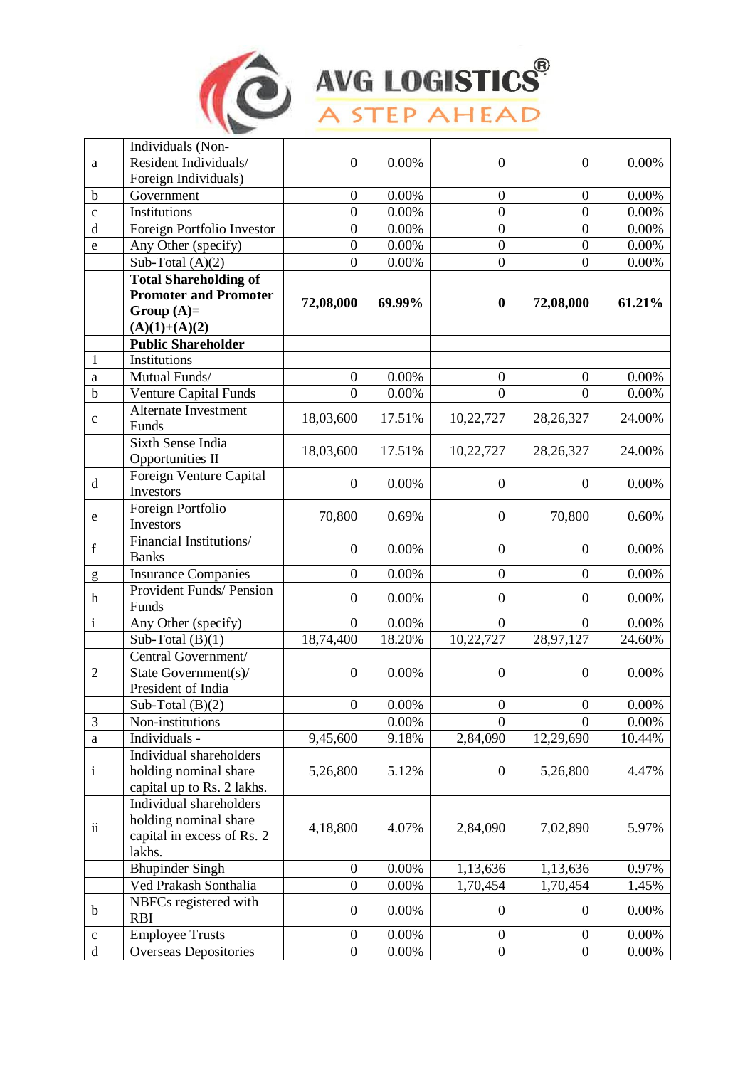**AVG LOGISTICS®**
A STEP AHEAD

| | | | | | | |
|---|---|---|---|---|---|---|
| a | Individuals (Non-Resident Individuals/ Foreign Individuals) | 0 | 0.00% | 0 | 0 | 0.00% |
| b | Government | 0 | 0.00% | 0 | 0 | 0.00% |
| c | Institutions | 0 | 0.00% | 0 | 0 | 0.00% |
| d | Foreign Portfolio Investor | 0 | 0.00% | 0 | 0 | 0.00% |
| e | Any Other (specify) | 0 | 0.00% | 0 | 0 | 0.00% |
| | Sub-Total (A)(2) | 0 | 0.00% | 0 | 0 | 0.00% |
| | **Total Shareholding of Promoter and Promoter Group (A)= (A)(1)+(A)(2)** | **72,08,000** | **69.99%** | **0** | **72,08,000** | **61.21%** |
| | **Public Shareholder** | | | | | |
| 1 | Institutions | | | | | |
| a | Mutual Funds/ | 0 | 0.00% | 0 | 0 | 0.00% |
| b | Venture Capital Funds | 0 | 0.00% | 0 | 0 | 0.00% |
| c | Alternate Investment Funds | 18,03,600 | 17.51% | 10,22,727 | 28,26,327 | 24.00% |
| | Sixth Sense India Opportunities II | 18,03,600 | 17.51% | 10,22,727 | 28,26,327 | 24.00% |
| d | Foreign Venture Capital Investors | 0 | 0.00% | 0 | 0 | 0.00% |
| e | Foreign Portfolio Investors | 70,800 | 0.69% | 0 | 70,800 | 0.60% |
| f | Financial Institutions/ Banks | 0 | 0.00% | 0 | 0 | 0.00% |
| g | Insurance Companies | 0 | 0.00% | 0 | 0 | 0.00% |
| h | Provident Funds/ Pension Funds | 0 | 0.00% | 0 | 0 | 0.00% |
| i | Any Other (specify) | 0 | 0.00% | 0 | 0 | 0.00% |
| | Sub-Total (B)(1) | 18,74,400 | 18.20% | 10,22,727 | 28,97,127 | 24.60% |
| 2 | Central Government/ State Government(s)/ President of India | 0 | 0.00% | 0 | 0 | 0.00% |
| | Sub-Total (B)(2) | 0 | 0.00% | 0 | 0 | 0.00% |
| 3 | Non-institutions | | 0.00% | 0 | 0 | 0.00% |
| a | Individuals - | 9,45,600 | 9.18% | 2,84,090 | 12,29,690 | 10.44% |
| i | Individual shareholders holding nominal share capital up to Rs. 2 lakhs. | 5,26,800 | 5.12% | 0 | 5,26,800 | 4.47% |
| ii | Individual shareholders holding nominal share capital in excess of Rs. 2 lakhs. | 4,18,800 | 4.07% | 2,84,090 | 7,02,890 | 5.97% |
| | Bhupinder Singh | 0 | 0.00% | 1,13,636 | 1,13,636 | 0.97% |
| | Ved Prakash Sonthalia | 0 | 0.00% | 1,70,454 | 1,70,454 | 1.45% |
| b | NBFCs registered with RBI | 0 | 0.00% | 0 | 0 | 0.00% |
| c | Employee Trusts | 0 | 0.00% | 0 | 0 | 0.00% |
| d | Overseas Depositories | 0 | 0.00% | 0 | 0 | 0.00% |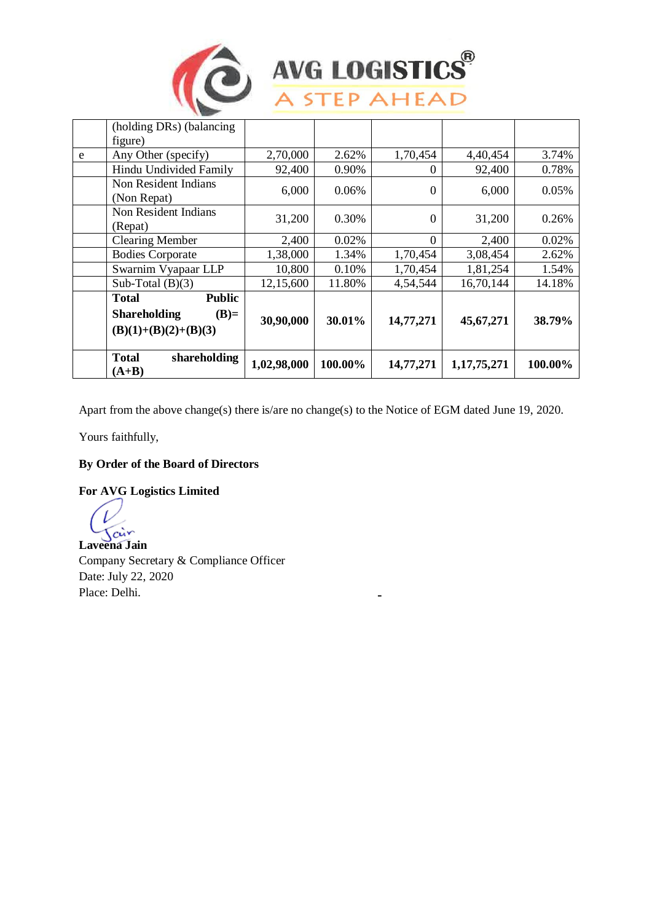| | | | | | | |
|---|---|---|---|---|---|---|
| | (holding DRs) (balancing figure) | | | | | |
| e | Any Other (specify) | 2,70,000 | 2.62% | 1,70,454 | 4,40,454 | 3.74% |
| | Hindu Undivided Family | 92,400 | 0.90% | 0 | 92,400 | 0.78% |
| | Non Resident Indians (Non Repat) | 6,000 | 0.06% | 0 | 6,000 | 0.05% |
| | Non Resident Indians (Repat) | 31,200 | 0.30% | 0 | 31,200 | 0.26% |
| | Clearing Member | 2,400 | 0.02% | 0 | 2,400 | 0.02% |
| | Bodies Corporate | 1,38,000 | 1.34% | 1,70,454 | 3,08,454 | 2.62% |
| | Swarnim Vyapaar LLP | 10,800 | 0.10% | 1,70,454 | 1,81,254 | 1.54% |
| | Sub-Total (B)(3) | 12,15,600 | 11.80% | 4,54,544 | 16,70,144 | 14.18% |
| | **Total Public Shareholding (B)= (B)(1)+(B)(2)+(B)(3)** | **30,90,000** | **30.01%** | **14,77,271** | **45,67,271** | **38.79%** |
| | **Total shareholding (A+B)** | **1,02,98,000** | **100.00%** | **14,77,271** | **1,17,75,271** | **100.00%** |

Apart from the above change(s) there is/are no change(s) to the Notice of EGM dated June 19, 2020.

Yours faithfully,

**By Order of the Board of Directors**

**For AVG Logistics Limited**

**Laveena Jain**
Company Secretary & Compliance Officer
Date: July 22, 2020
Place: Delhi.